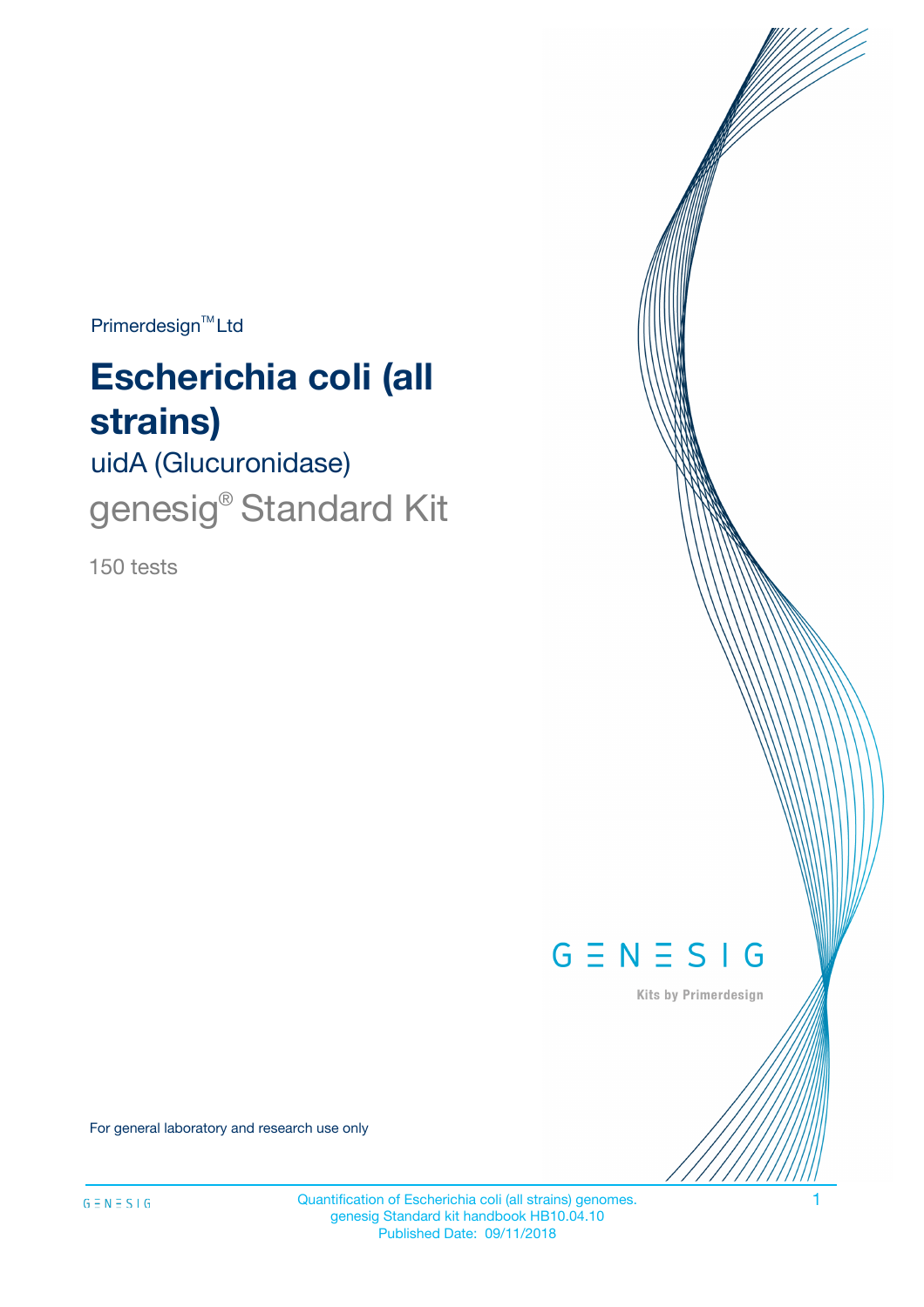Primerdesign™ Ltd

# Escherichia coli (all strains)

## uidA (Glucuronidase)

## genesig® Standard Kit

150 tests

GENESIG

Kits by Primerdesign

For general laboratory and research use only

Quantification of Escherichia coli (all strains) genomes.
genesig Standard kit handbook HB10.04.10
Published Date: 09/11/2018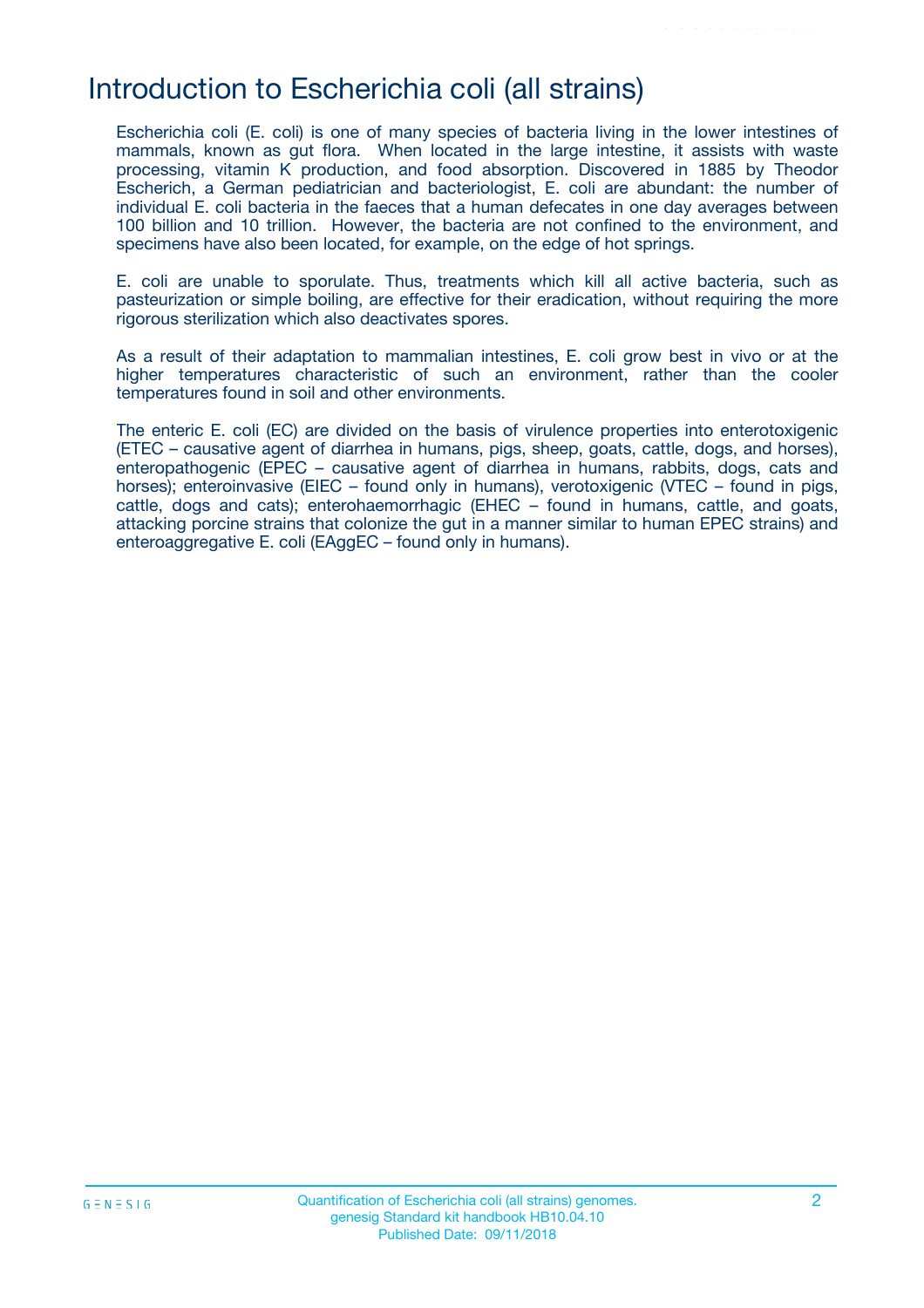# Introduction to Escherichia coli (all strains)

Escherichia coli (E. coli) is one of many species of bacteria living in the lower intestines of mammals, known as gut flora. When located in the large intestine, it assists with waste processing, vitamin K production, and food absorption. Discovered in 1885 by Theodor Escherich, a German pediatrician and bacteriologist, E. coli are abundant: the number of individual E. coli bacteria in the faeces that a human defecates in one day averages between 100 billion and 10 trillion. However, the bacteria are not confined to the environment, and specimens have also been located, for example, on the edge of hot springs.

E. coli are unable to sporulate. Thus, treatments which kill all active bacteria, such as pasteurization or simple boiling, are effective for their eradication, without requiring the more rigorous sterilization which also deactivates spores.

As a result of their adaptation to mammalian intestines, E. coli grow best in vivo or at the higher temperatures characteristic of such an environment, rather than the cooler temperatures found in soil and other environments.

The enteric E. coli (EC) are divided on the basis of virulence properties into enterotoxigenic (ETEC – causative agent of diarrhea in humans, pigs, sheep, goats, cattle, dogs, and horses), enteropathogenic (EPEC – causative agent of diarrhea in humans, rabbits, dogs, cats and horses); enteroinvasive (EIEC – found only in humans), verotoxigenic (VTEC – found in pigs, cattle, dogs and cats); enterohaemorrhagic (EHEC – found in humans, cattle, and goats, attacking porcine strains that colonize the gut in a manner similar to human EPEC strains) and enteroaggregative E. coli (EAggEC – found only in humans).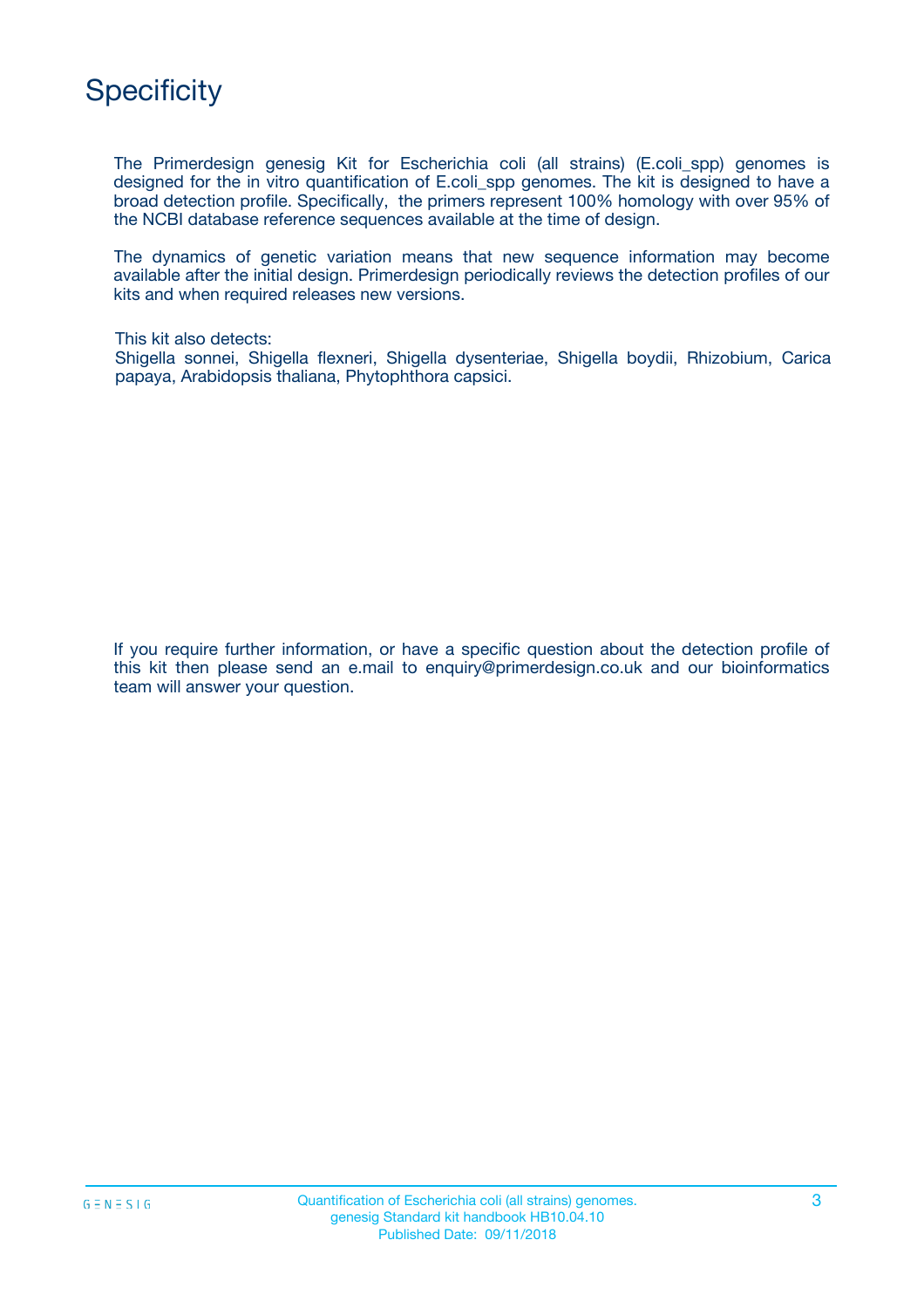# Specificity

The Primerdesign genesig Kit for Escherichia coli (all strains) (E.coli_spp) genomes is designed for the in vitro quantification of E.coli_spp genomes. The kit is designed to have a broad detection profile. Specifically, the primers represent 100% homology with over 95% of the NCBI database reference sequences available at the time of design.

The dynamics of genetic variation means that new sequence information may become available after the initial design. Primerdesign periodically reviews the detection profiles of our kits and when required releases new versions.

This kit also detects:
Shigella sonnei, Shigella flexneri, Shigella dysenteriae, Shigella boydii, Rhizobium, Carica papaya, Arabidopsis thaliana, Phytophthora capsici.

If you require further information, or have a specific question about the detection profile of this kit then please send an e.mail to enquiry@primerdesign.co.uk and our bioinformatics team will answer your question.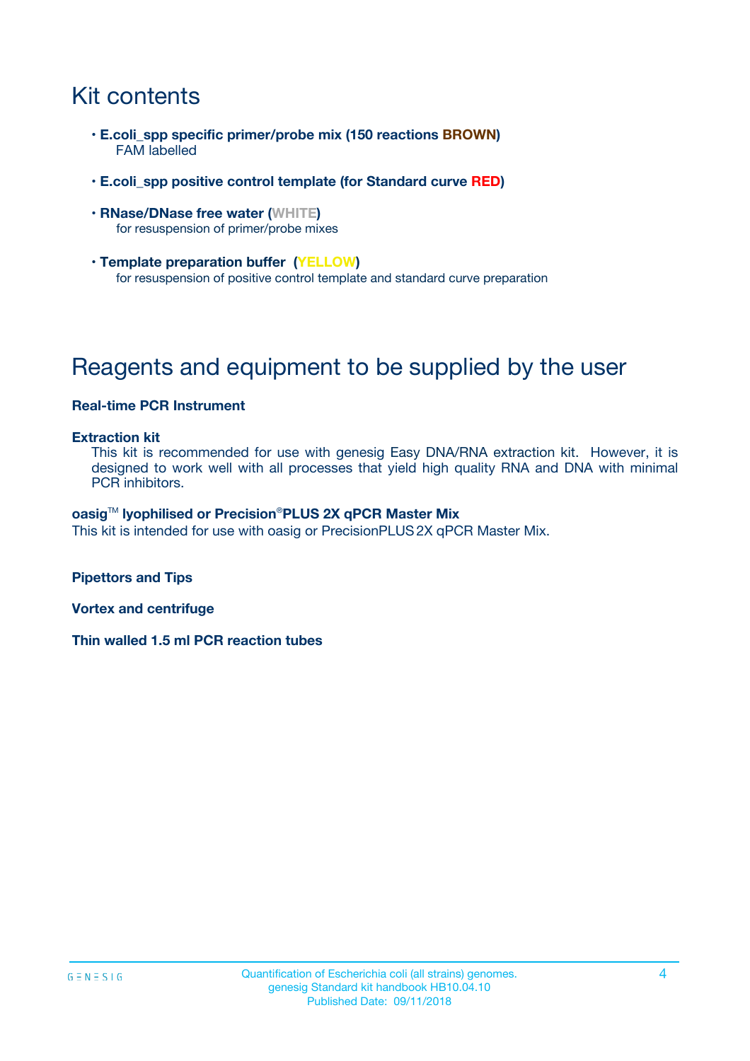# Kit contents

- **E.coli_spp specific primer/probe mix (150 reactions BROWN)**
  FAM labelled
- **E.coli_spp positive control template (for Standard curve RED)**
- **RNase/DNase free water (WHITE)**
  for resuspension of primer/probe mixes
- **Template preparation buffer (YELLOW)**
  for resuspension of positive control template and standard curve preparation

# Reagents and equipment to be supplied by the user

**Real-time PCR Instrument**

**Extraction kit**

This kit is recommended for use with genesig Easy DNA/RNA extraction kit. However, it is designed to work well with all processes that yield high quality RNA and DNA with minimal PCR inhibitors.

**oasig™ lyophilised or Precision®PLUS 2X qPCR Master Mix**

This kit is intended for use with oasig or PrecisionPLUS 2X qPCR Master Mix.

**Pipettors and Tips**

**Vortex and centrifuge**

**Thin walled 1.5 ml PCR reaction tubes**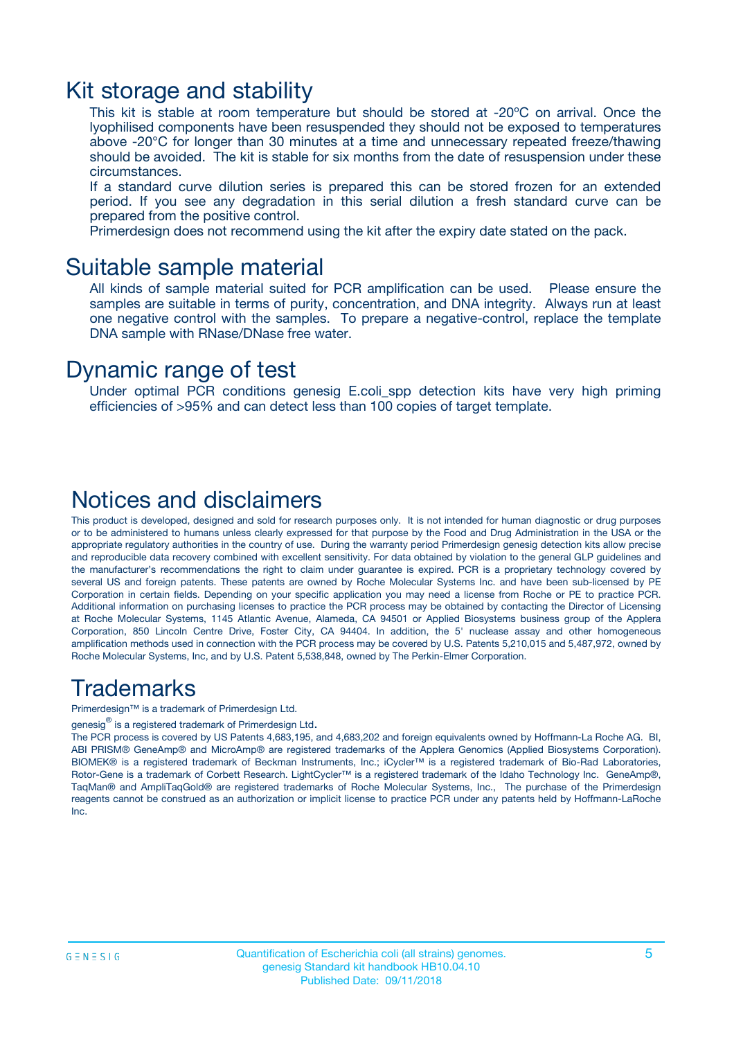## Kit storage and stability

This kit is stable at room temperature but should be stored at -20ºC on arrival. Once the lyophilised components have been resuspended they should not be exposed to temperatures above -20°C for longer than 30 minutes at a time and unnecessary repeated freeze/thawing should be avoided. The kit is stable for six months from the date of resuspension under these circumstances.

If a standard curve dilution series is prepared this can be stored frozen for an extended period. If you see any degradation in this serial dilution a fresh standard curve can be prepared from the positive control.

Primerdesign does not recommend using the kit after the expiry date stated on the pack.

## Suitable sample material

All kinds of sample material suited for PCR amplification can be used. Please ensure the samples are suitable in terms of purity, concentration, and DNA integrity. Always run at least one negative control with the samples. To prepare a negative-control, replace the template DNA sample with RNase/DNase free water.

## Dynamic range of test

Under optimal PCR conditions genesig E.coli_spp detection kits have very high priming efficiencies of >95% and can detect less than 100 copies of target template.

## Notices and disclaimers

This product is developed, designed and sold for research purposes only. It is not intended for human diagnostic or drug purposes or to be administered to humans unless clearly expressed for that purpose by the Food and Drug Administration in the USA or the appropriate regulatory authorities in the country of use. During the warranty period Primerdesign genesig detection kits allow precise and reproducible data recovery combined with excellent sensitivity. For data obtained by violation to the general GLP guidelines and the manufacturer's recommendations the right to claim under guarantee is expired. PCR is a proprietary technology covered by several US and foreign patents. These patents are owned by Roche Molecular Systems Inc. and have been sub-licensed by PE Corporation in certain fields. Depending on your specific application you may need a license from Roche or PE to practice PCR. Additional information on purchasing licenses to practice the PCR process may be obtained by contacting the Director of Licensing at Roche Molecular Systems, 1145 Atlantic Avenue, Alameda, CA 94501 or Applied Biosystems business group of the Applera Corporation, 850 Lincoln Centre Drive, Foster City, CA 94404. In addition, the 5' nuclease assay and other homogeneous amplification methods used in connection with the PCR process may be covered by U.S. Patents 5,210,015 and 5,487,972, owned by Roche Molecular Systems, Inc, and by U.S. Patent 5,538,848, owned by The Perkin-Elmer Corporation.

## Trademarks

Primerdesign™ is a trademark of Primerdesign Ltd.

genesig® is a registered trademark of Primerdesign Ltd.

The PCR process is covered by US Patents 4,683,195, and 4,683,202 and foreign equivalents owned by Hoffmann-La Roche AG. BI, ABI PRISM® GeneAmp® and MicroAmp® are registered trademarks of the Applera Genomics (Applied Biosystems Corporation). BIOMEK® is a registered trademark of Beckman Instruments, Inc.; iCycler™ is a registered trademark of Bio-Rad Laboratories, Rotor-Gene is a trademark of Corbett Research. LightCycler™ is a registered trademark of the Idaho Technology Inc. GeneAmp®, TaqMan® and AmpliTaqGold® are registered trademarks of Roche Molecular Systems, Inc., The purchase of the Primerdesign reagents cannot be construed as an authorization or implicit license to practice PCR under any patents held by Hoffmann-LaRoche Inc.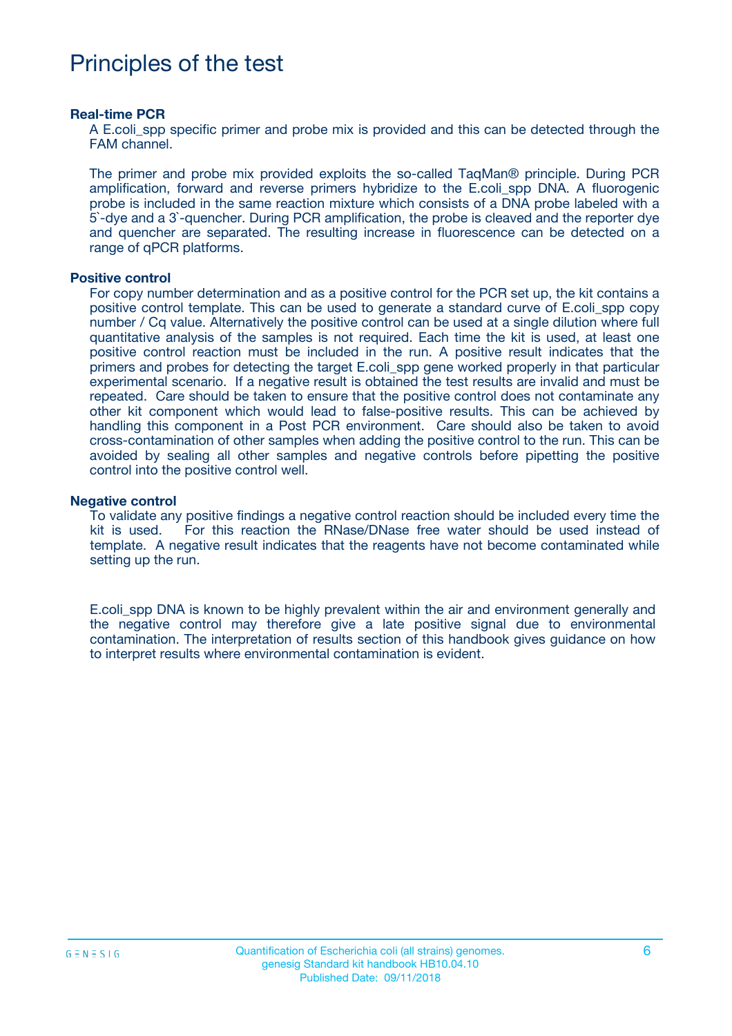# Principles of the test

### Real-time PCR

A E.coli_spp specific primer and probe mix is provided and this can be detected through the FAM channel.

The primer and probe mix provided exploits the so-called TaqMan® principle. During PCR amplification, forward and reverse primers hybridize to the E.coli_spp DNA. A fluorogenic probe is included in the same reaction mixture which consists of a DNA probe labeled with a 5`-dye and a 3`-quencher. During PCR amplification, the probe is cleaved and the reporter dye and quencher are separated. The resulting increase in fluorescence can be detected on a range of qPCR platforms.

### Positive control

For copy number determination and as a positive control for the PCR set up, the kit contains a positive control template. This can be used to generate a standard curve of E.coli_spp copy number / Cq value. Alternatively the positive control can be used at a single dilution where full quantitative analysis of the samples is not required. Each time the kit is used, at least one positive control reaction must be included in the run. A positive result indicates that the primers and probes for detecting the target E.coli_spp gene worked properly in that particular experimental scenario. If a negative result is obtained the test results are invalid and must be repeated. Care should be taken to ensure that the positive control does not contaminate any other kit component which would lead to false-positive results. This can be achieved by handling this component in a Post PCR environment. Care should also be taken to avoid cross-contamination of other samples when adding the positive control to the run. This can be avoided by sealing all other samples and negative controls before pipetting the positive control into the positive control well.

### Negative control

To validate any positive findings a negative control reaction should be included every time the kit is used. For this reaction the RNase/DNase free water should be used instead of template. A negative result indicates that the reagents have not become contaminated while setting up the run.

E.coli_spp DNA is known to be highly prevalent within the air and environment generally and the negative control may therefore give a late positive signal due to environmental contamination. The interpretation of results section of this handbook gives guidance on how to interpret results where environmental contamination is evident.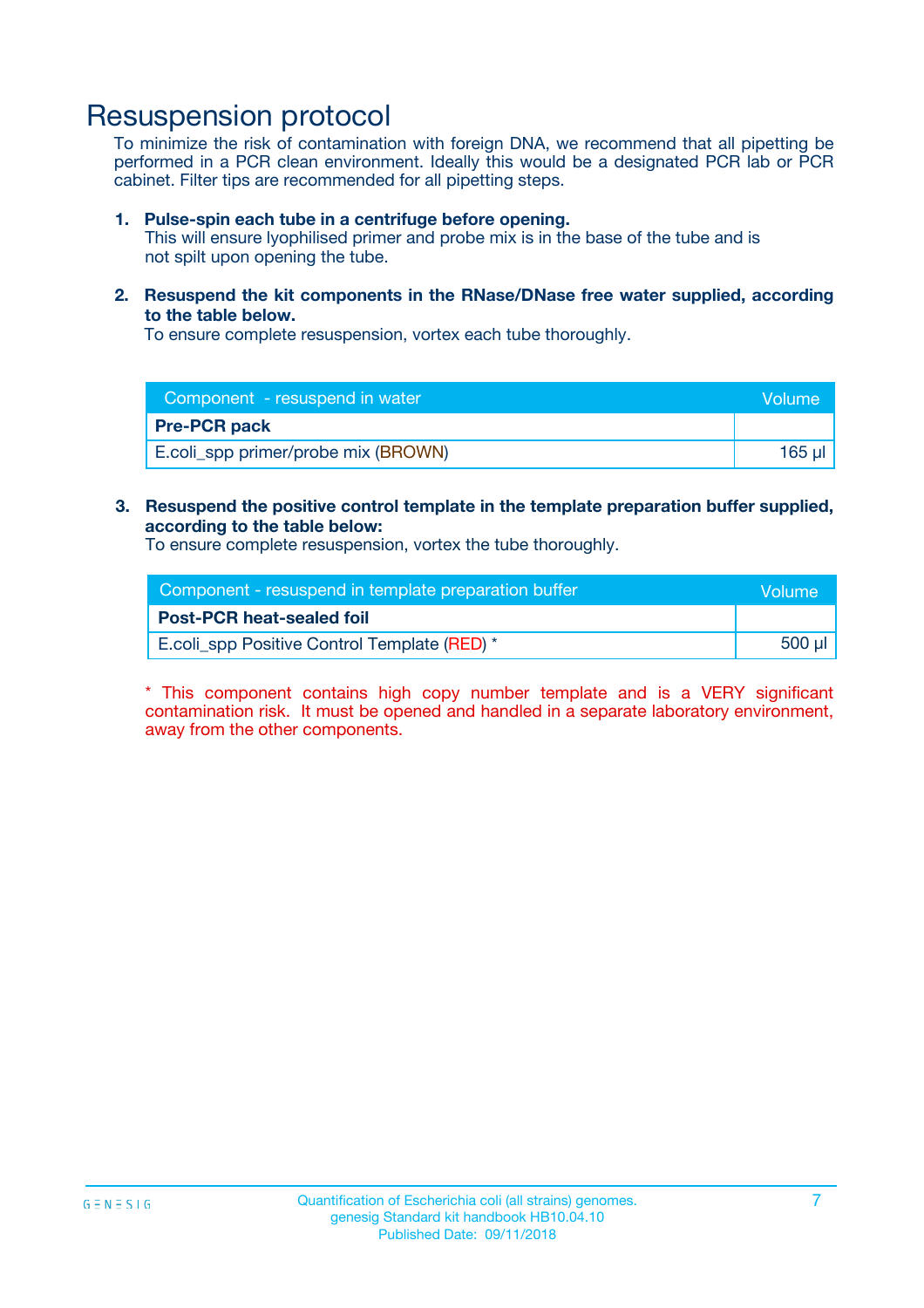# Resuspension protocol

To minimize the risk of contamination with foreign DNA, we recommend that all pipetting be performed in a PCR clean environment. Ideally this would be a designated PCR lab or PCR cabinet. Filter tips are recommended for all pipetting steps.

1. **Pulse-spin each tube in a centrifuge before opening.**
   This will ensure lyophilised primer and probe mix is in the base of the tube and is not spilt upon opening the tube.

2. **Resuspend the kit components in the RNase/DNase free water supplied, according to the table below.**
   To ensure complete resuspension, vortex each tube thoroughly.

| Component - resuspend in water | Volume |
|---|---|
| **Pre-PCR pack** | |
| E.coli_spp primer/probe mix (BROWN) | 165 µl |

3. **Resuspend the positive control template in the template preparation buffer supplied, according to the table below:**
   To ensure complete resuspension, vortex the tube thoroughly.

| Component - resuspend in template preparation buffer | Volume |
|---|---|
| **Post-PCR heat-sealed foil** | |
| E.coli_spp Positive Control Template (RED) * | 500 µl |

* This component contains high copy number template and is a VERY significant contamination risk. It must be opened and handled in a separate laboratory environment, away from the other components.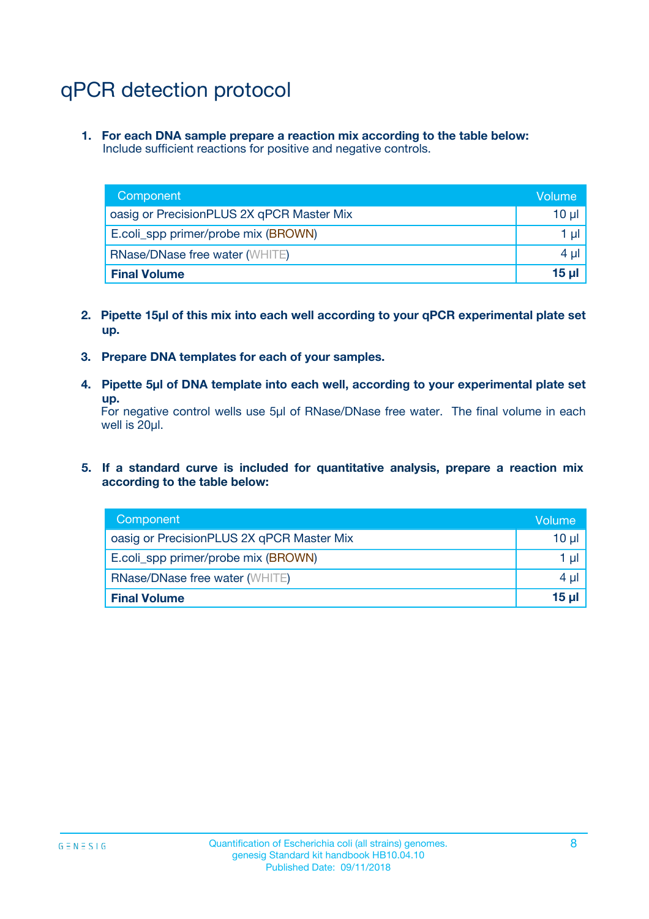# qPCR detection protocol

1. **For each DNA sample prepare a reaction mix according to the table below:**
   Include sufficient reactions for positive and negative controls.

| Component | Volume |
|---|---|
| oasig or PrecisionPLUS 2X qPCR Master Mix | 10 µl |
| E.coli_spp primer/probe mix (BROWN) | 1 µl |
| RNase/DNase free water (WHITE) | 4 µl |
| **Final Volume** | **15 µl** |

2. **Pipette 15µl of this mix into each well according to your qPCR experimental plate set up.**

3. **Prepare DNA templates for each of your samples.**

4. **Pipette 5µl of DNA template into each well, according to your experimental plate set up.**
   For negative control wells use 5µl of RNase/DNase free water. The final volume in each well is 20µl.

5. **If a standard curve is included for quantitative analysis, prepare a reaction mix according to the table below:**

| Component | Volume |
|---|---|
| oasig or PrecisionPLUS 2X qPCR Master Mix | 10 µl |
| E.coli_spp primer/probe mix (BROWN) | 1 µl |
| RNase/DNase free water (WHITE) | 4 µl |
| **Final Volume** | **15 µl** |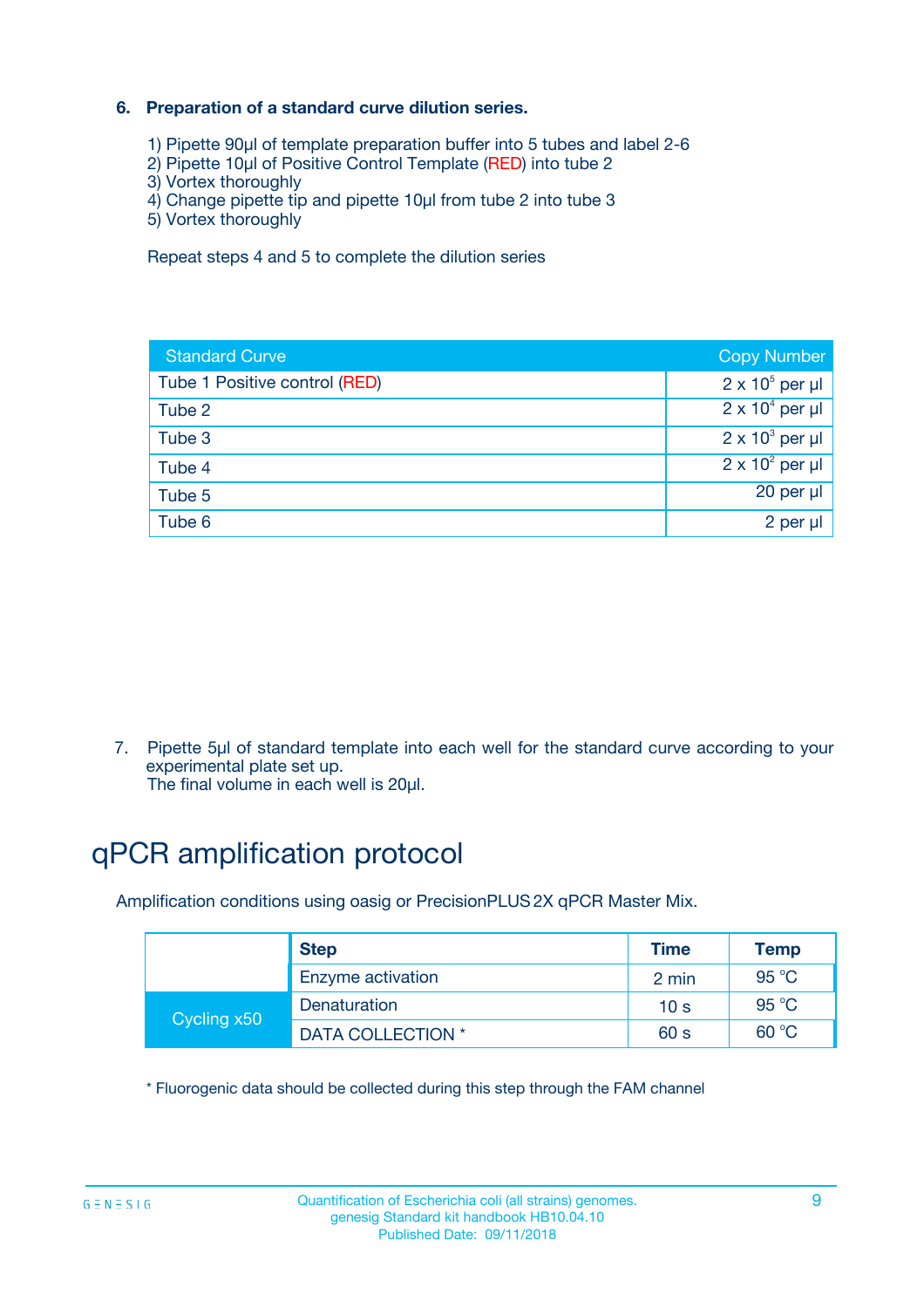### 6. Preparation of a standard curve dilution series.

1) Pipette 90µl of template preparation buffer into 5 tubes and label 2-6
2) Pipette 10µl of Positive Control Template (RED) into tube 2
3) Vortex thoroughly
4) Change pipette tip and pipette 10µl from tube 2 into tube 3
5) Vortex thoroughly

Repeat steps 4 and 5 to complete the dilution series

| Standard Curve | Copy Number |
|---|---|
| Tube 1 Positive control (RED) | $2 \times 10^5$ per µl |
| Tube 2 | $2 \times 10^4$ per µl |
| Tube 3 | $2 \times 10^3$ per µl |
| Tube 4 | $2 \times 10^2$ per µl |
| Tube 5 | 20 per µl |
| Tube 6 | 2 per µl |

7. Pipette 5µl of standard template into each well for the standard curve according to your experimental plate set up.
   The final volume in each well is 20µl.

# qPCR amplification protocol

Amplification conditions using oasig or PrecisionPLUS 2X qPCR Master Mix.

| | Step | Time | Temp |
|---|---|---|---|
| | Enzyme activation | 2 min | 95 °C |
| Cycling x50 | Denaturation | 10 s | 95 °C |
| | DATA COLLECTION * | 60 s | 60 °C |

* Fluorogenic data should be collected during this step through the FAM channel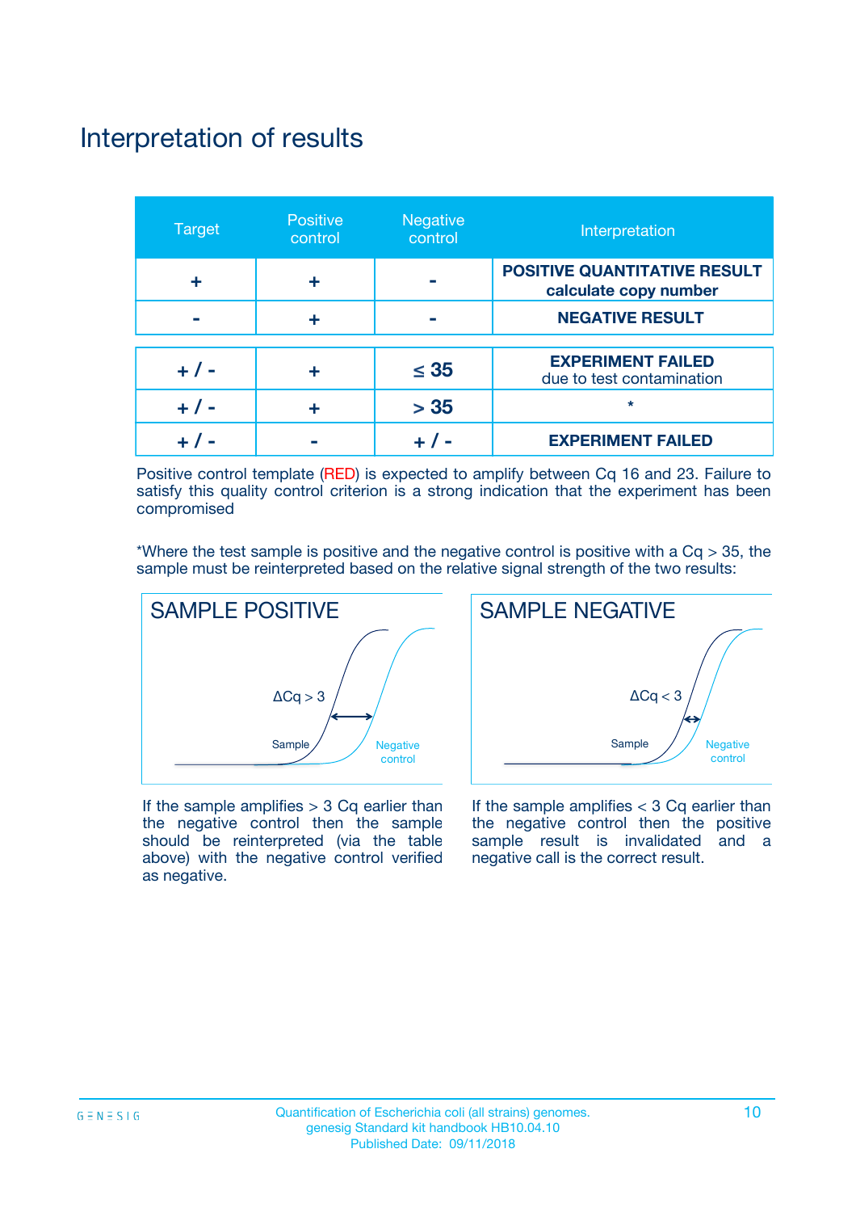# Interpretation of results

| Target | Positive control | Negative control | Interpretation |
|---|---|---|---|
| + | + | - | **POSITIVE QUANTITATIVE RESULT calculate copy number** |
| - | + | - | **NEGATIVE RESULT** |
| + / - | + | ≤ 35 | **EXPERIMENT FAILED** due to test contamination |
| + / - | + | > 35 | * |
| + / - | - | + / - | **EXPERIMENT FAILED** |

Positive control template (RED) is expected to amplify between Cq 16 and 23. Failure to satisfy this quality control criterion is a strong indication that the experiment has been compromised

*Where the test sample is positive and the negative control is positive with a Cq > 35, the sample must be reinterpreted based on the relative signal strength of the two results:

SAMPLE POSITIVE

ΔCq > 3

Sample

Negative control

If the sample amplifies > 3 Cq earlier than the negative control then the sample should be reinterpreted (via the table above) with the negative control verified as negative.

SAMPLE NEGATIVE

ΔCq < 3

Sample

Negative control

If the sample amplifies < 3 Cq earlier than the negative control then the positive sample result is invalidated and a negative call is the correct result.